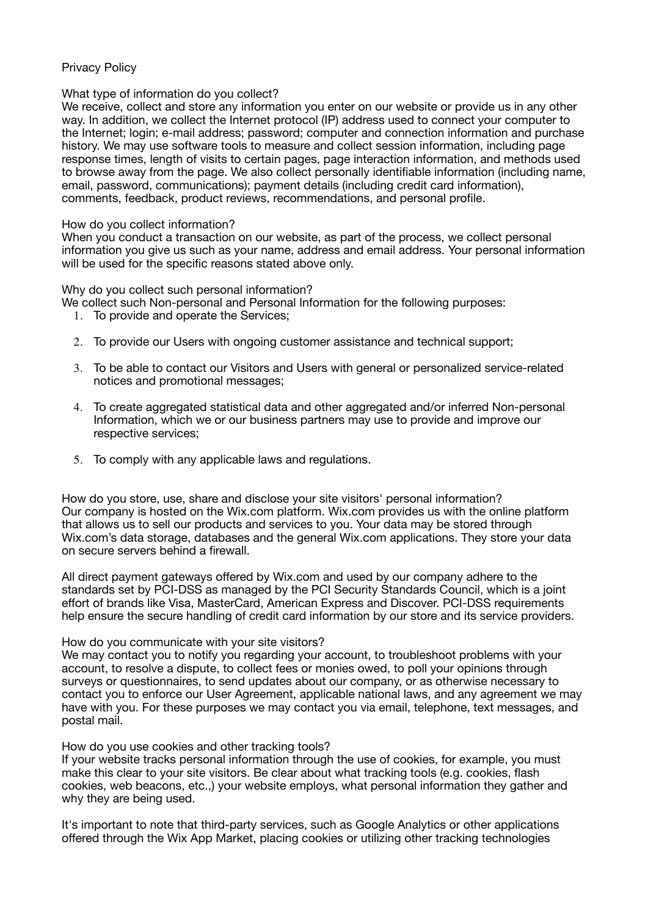# Privacy Policy

## What type of information do you collect?

We receive, collect and store any information you enter on our website or provide us in any other way. In addition, we collect the Internet protocol (IP) address used to connect your computer to the Internet; login; e-mail address; password; computer and connection information and purchase history. We may use software tools to measure and collect session information, including page response times, length of visits to certain pages, page interaction information, and methods used to browse away from the page. We also collect personally identifiable information (including name, email, password, communications); payment details (including credit card information), comments, feedback, product reviews, recommendations, and personal profile.

## How do you collect information?

When you conduct a transaction on our website, as part of the process, we collect personal information you give us such as your name, address and email address. Your personal information will be used for the specific reasons stated above only.

## Why do you collect such personal information?

We collect such Non-personal and Personal Information for the following purposes:

1. To provide and operate the Services;
2. To provide our Users with ongoing customer assistance and technical support;
3. To be able to contact our Visitors and Users with general or personalized service-related notices and promotional messages;
4. To create aggregated statistical data and other aggregated and/or inferred Non-personal Information, which we or our business partners may use to provide and improve our respective services;
5. To comply with any applicable laws and regulations.

## How do you store, use, share and disclose your site visitors' personal information?

Our company is hosted on the Wix.com platform. Wix.com provides us with the online platform that allows us to sell our products and services to you. Your data may be stored through Wix.com's data storage, databases and the general Wix.com applications. They store your data on secure servers behind a firewall.

All direct payment gateways offered by Wix.com and used by our company adhere to the standards set by PCI-DSS as managed by the PCI Security Standards Council, which is a joint effort of brands like Visa, MasterCard, American Express and Discover. PCI-DSS requirements help ensure the secure handling of credit card information by our store and its service providers.

## How do you communicate with your site visitors?

We may contact you to notify you regarding your account, to troubleshoot problems with your account, to resolve a dispute, to collect fees or monies owed, to poll your opinions through surveys or questionnaires, to send updates about our company, or as otherwise necessary to contact you to enforce our User Agreement, applicable national laws, and any agreement we may have with you. For these purposes we may contact you via email, telephone, text messages, and postal mail.

## How do you use cookies and other tracking tools?

If your website tracks personal information through the use of cookies, for example, you must make this clear to your site visitors. Be clear about what tracking tools (e.g. cookies, flash cookies, web beacons, etc.,) your website employs, what personal information they gather and why they are being used.

It's important to note that third-party services, such as Google Analytics or other applications offered through the Wix App Market, placing cookies or utilizing other tracking technologies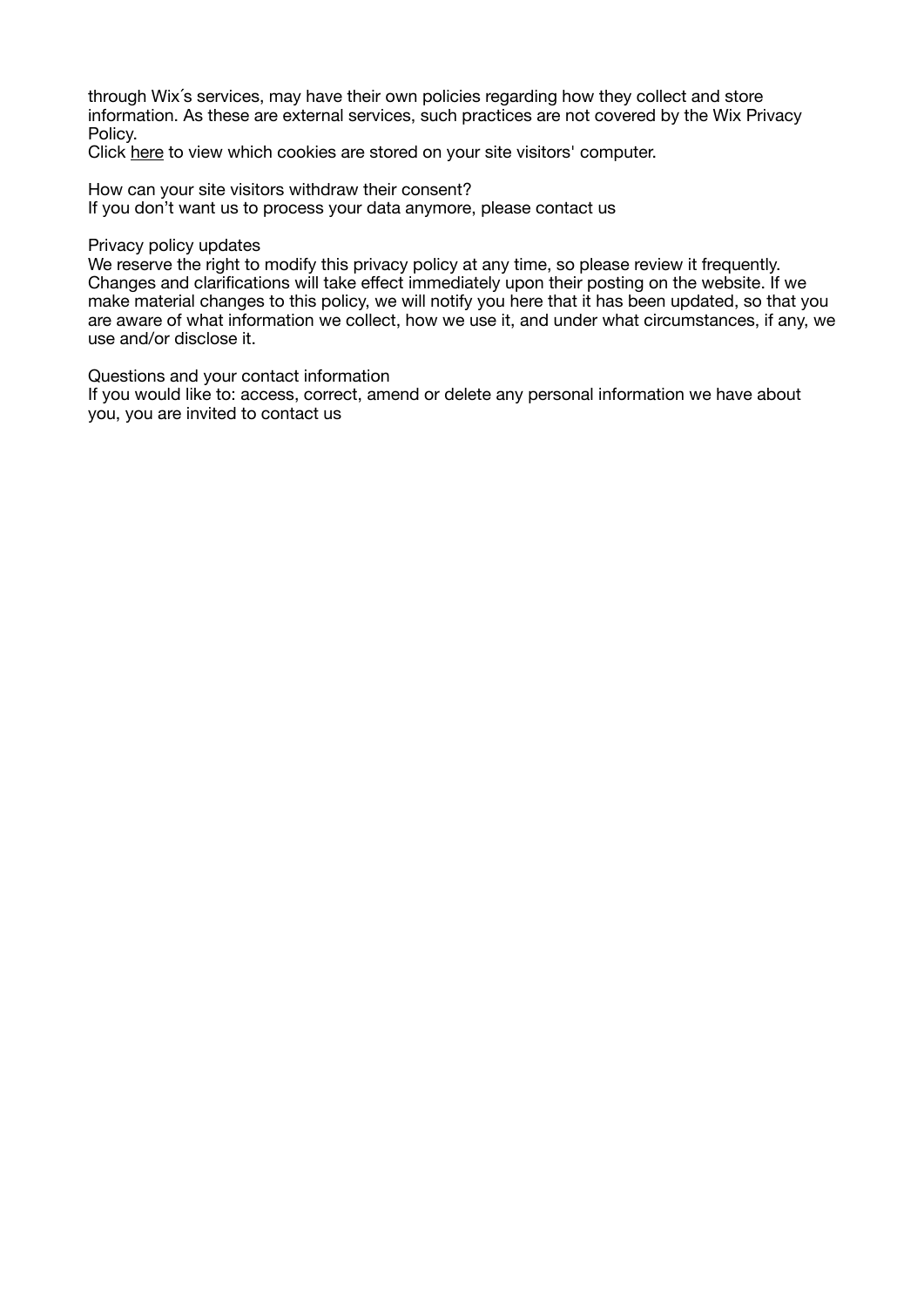through Wix´s services, may have their own policies regarding how they collect and store information. As these are external services, such practices are not covered by the Wix Privacy Policy.
Click here to view which cookies are stored on your site visitors' computer.

How can your site visitors withdraw their consent?
If you don't want us to process your data anymore, please contact us

Privacy policy updates
We reserve the right to modify this privacy policy at any time, so please review it frequently. Changes and clarifications will take effect immediately upon their posting on the website. If we make material changes to this policy, we will notify you here that it has been updated, so that you are aware of what information we collect, how we use it, and under what circumstances, if any, we use and/or disclose it.

Questions and your contact information
If you would like to: access, correct, amend or delete any personal information we have about you, you are invited to contact us